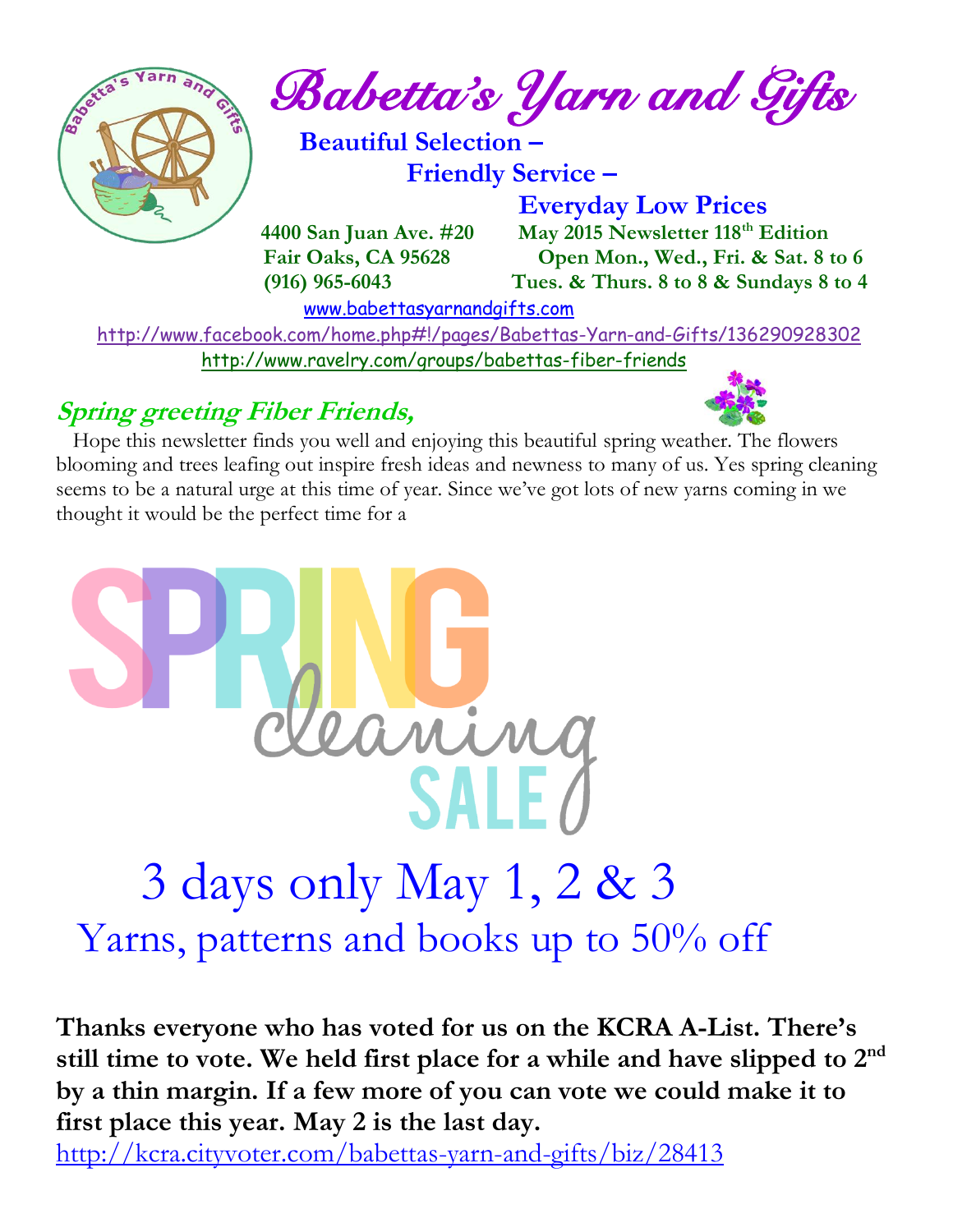# Babetta's Yarn and Gifts

**Beautiful Selection –**
**Friendly Service –**
**Everyday Low Prices**

**4400 San Juan Ave. #20**
**Fair Oaks, CA 95628**
**(916) 965-6043**

**May 2015 Newsletter 118th Edition**
**Open Mon., Wed., Fri. & Sat. 8 to 6**
**Tues. & Thurs. 8 to 8 & Sundays 8 to 4**

www.babettasyarnandgifts.com

http://www.facebook.com/home.php#!/pages/Babettas-Yarn-and-Gifts/136290928302

http://www.ravelry.com/groups/babettas-fiber-friends

## *Spring greeting Fiber Friends,*

Hope this newsletter finds you well and enjoying this beautiful spring weather. The flowers blooming and trees leafing out inspire fresh ideas and newness to many of us. Yes spring cleaning seems to be a natural urge at this time of year. Since we've got lots of new yarns coming in we thought it would be the perfect time for a

# SPRING cleaning SALE

## 3 days only May 1, 2 & 3

## Yarns, patterns and books up to 50% off

**Thanks everyone who has voted for us on the KCRA A-List. There's still time to vote. We held first place for a while and have slipped to 2nd by a thin margin. If a few more of you can vote we could make it to first place this year. May 2 is the last day.**

http://kcra.cityvoter.com/babettas-yarn-and-gifts/biz/28413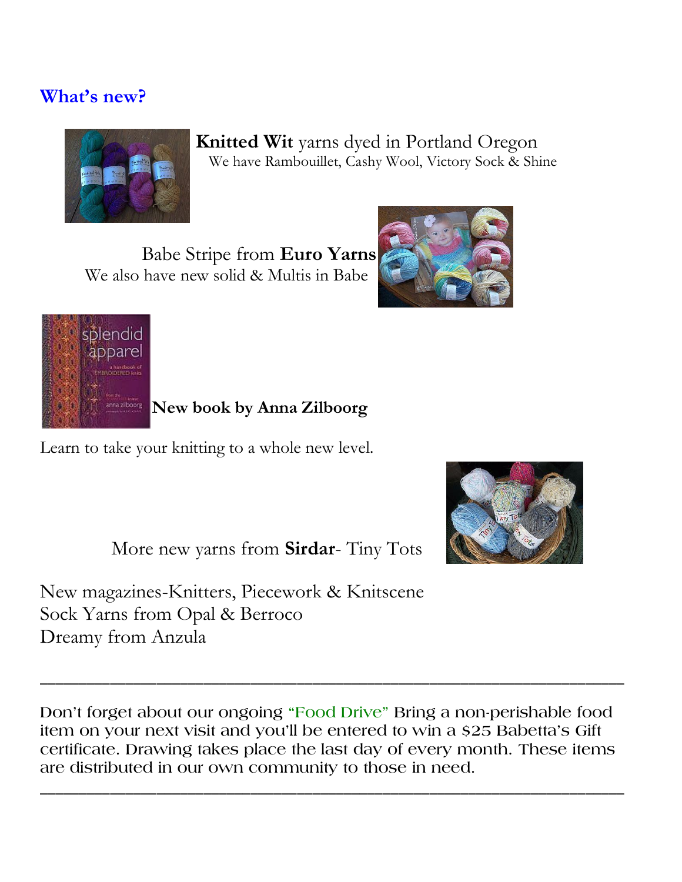## What's new?

**Knitted Wit** yarns dyed in Portland Oregon
We have Rambouillet, Cashy Wool, Victory Sock & Shine

Babe Stripe from **Euro Yarns**
We also have new solid & Multis in Babe

**New book by Anna Zilboorg**

Learn to take your knitting to a whole new level.

More new yarns from **Sirdar**- Tiny Tots

New magazines-Knitters, Piecework & Knitscene
Sock Yarns from Opal & Berroco
Dreamy from Anzula

---

Don't forget about our ongoing "Food Drive" Bring a non-perishable food item on your next visit and you'll be entered to win a $25 Babetta's Gift certificate. Drawing takes place the last day of every month. These items are distributed in our own community to those in need.

---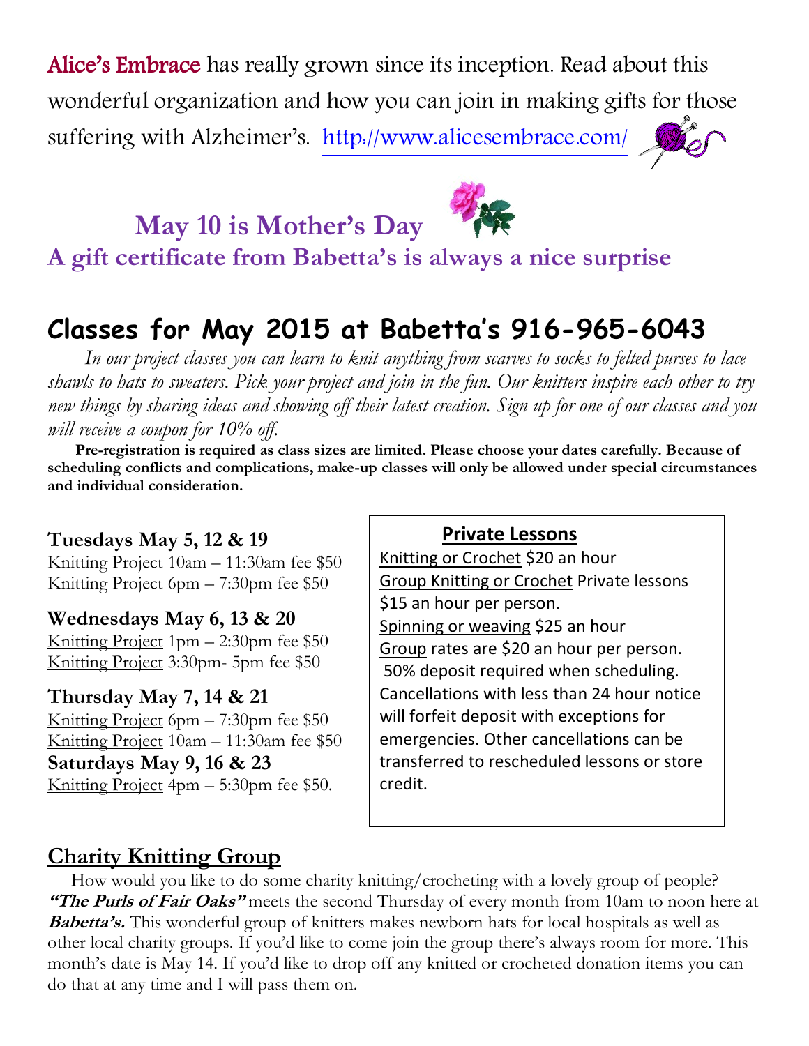Alice's Embrace has really grown since its inception. Read about this wonderful organization and how you can join in making gifts for those suffering with Alzheimer's. http://www.alicesembrace.com/

## May 10 is Mother's Day

**A gift certificate from Babetta's is always a nice surprise**

# Classes for May 2015 at Babetta's 916-965-6043

*In our project classes you can learn to knit anything from scarves to socks to felted purses to lace shawls to hats to sweaters. Pick your project and join in the fun. Our knitters inspire each other to try new things by sharing ideas and showing off their latest creation. Sign up for one of our classes and you will receive a coupon for 10% off.*

**Pre-registration is required as class sizes are limited. Please choose your dates carefully. Because of scheduling conflicts and complications, make-up classes will only be allowed under special circumstances and individual consideration.**

**Tuesdays May 5, 12 & 19**
Knitting Project 10am – 11:30am fee $50
Knitting Project 6pm – 7:30pm fee $50

**Wednesdays May 6, 13 & 20**
Knitting Project 1pm – 2:30pm fee $50
Knitting Project 3:30pm- 5pm fee $50

**Thursday May 7, 14 & 21**
Knitting Project 6pm – 7:30pm fee $50
Knitting Project 10am – 11:30am fee $50

**Saturdays May 9, 16 & 23**
Knitting Project 4pm – 5:30pm fee $50.

**Private Lessons**

Knitting or Crochet $20 an hour
Group Knitting or Crochet Private lessons $15 an hour per person.
Spinning or weaving $25 an hour
Group rates are $20 an hour per person.
50% deposit required when scheduling. Cancellations with less than 24 hour notice will forfeit deposit with exceptions for emergencies. Other cancellations can be transferred to rescheduled lessons or store credit.

## Charity Knitting Group

How would you like to do some charity knitting/crocheting with a lovely group of people? ***"The Purls of Fair Oaks"*** meets the second Thursday of every month from 10am to noon here at ***Babetta's.*** This wonderful group of knitters makes newborn hats for local hospitals as well as other local charity groups. If you'd like to come join the group there's always room for more. This month's date is May 14. If you'd like to drop off any knitted or crocheted donation items you can do that at any time and I will pass them on.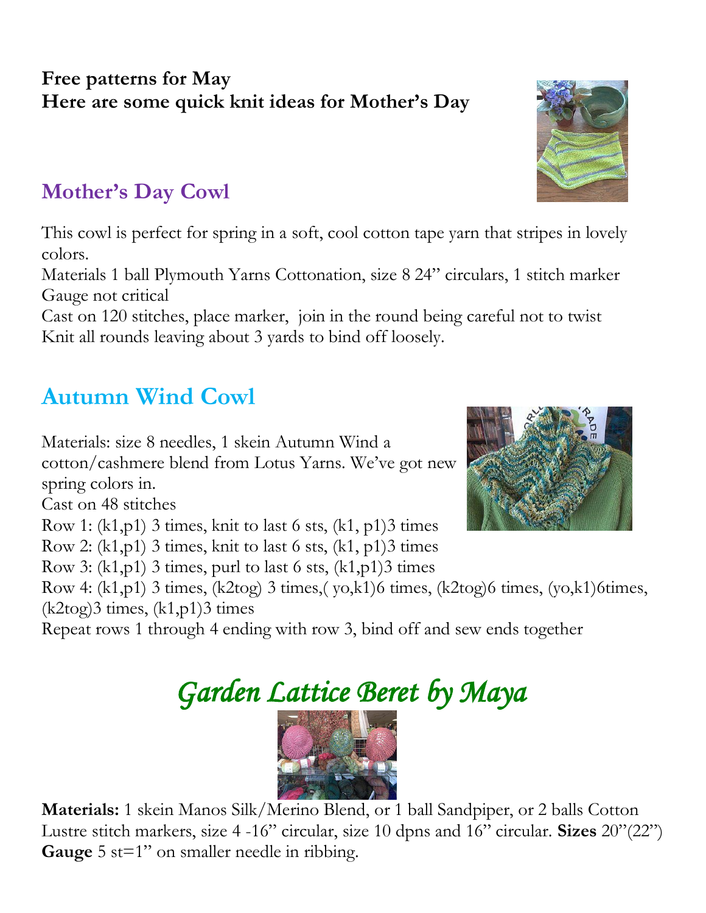**Free patterns for May**
**Here are some quick knit ideas for Mother's Day**

## Mother's Day Cowl

This cowl is perfect for spring in a soft, cool cotton tape yarn that stripes in lovely colors.
Materials 1 ball Plymouth Yarns Cottonation, size 8 24" circulars, 1 stitch marker
Gauge not critical
Cast on 120 stitches, place marker, join in the round being careful not to twist
Knit all rounds leaving about 3 yards to bind off loosely.

## Autumn Wind Cowl

Materials: size 8 needles, 1 skein Autumn Wind a cotton/cashmere blend from Lotus Yarns. We've got new spring colors in.
Cast on 48 stitches
Row 1: (k1,p1) 3 times, knit to last 6 sts, (k1, p1)3 times
Row 2: (k1,p1) 3 times, knit to last 6 sts, (k1, p1)3 times
Row 3: (k1,p1) 3 times, purl to last 6 sts, (k1,p1)3 times
Row 4: (k1,p1) 3 times, (k2tog) 3 times,( yo,k1)6 times, (k2tog)6 times, (yo,k1)6times, (k2tog)3 times, (k1,p1)3 times
Repeat rows 1 through 4 ending with row 3, bind off and sew ends together

# *Garden Lattice Beret by Maya*

**Materials:** 1 skein Manos Silk/Merino Blend, or 1 ball Sandpiper, or 2 balls Cotton Lustre stitch markers, size 4 -16" circular, size 10 dpns and 16" circular. **Sizes** 20"(22")
**Gauge** 5 st=1" on smaller needle in ribbing.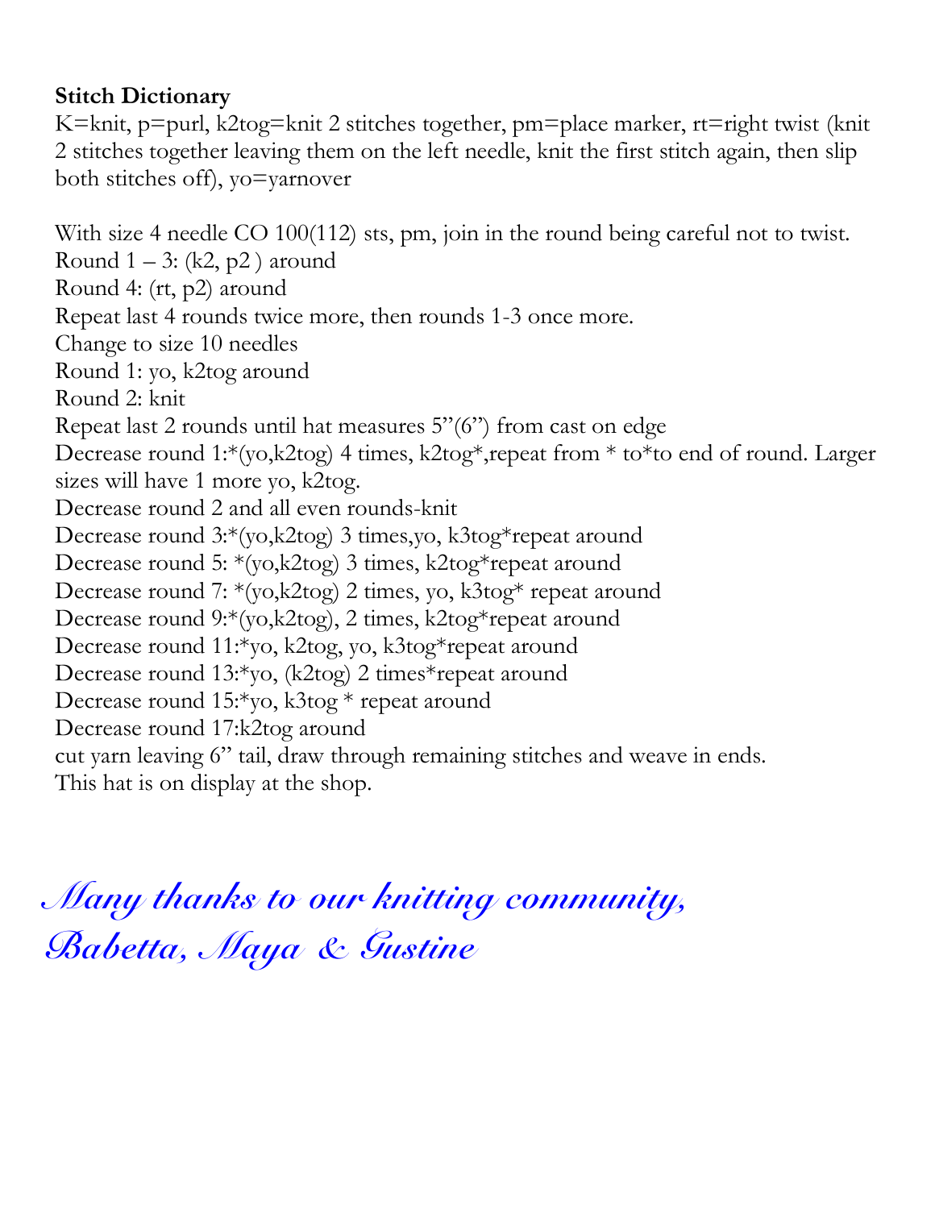**Stitch Dictionary**

K=knit, p=purl, k2tog=knit 2 stitches together, pm=place marker, rt=right twist (knit 2 stitches together leaving them on the left needle, knit the first stitch again, then slip both stitches off), yo=yarnover

With size 4 needle CO 100(112) sts, pm, join in the round being careful not to twist.
Round 1 – 3: (k2, p2 ) around
Round 4: (rt, p2) around
Repeat last 4 rounds twice more, then rounds 1-3 once more.
Change to size 10 needles
Round 1: yo, k2tog around
Round 2: knit
Repeat last 2 rounds until hat measures 5"(6") from cast on edge
Decrease round 1:*(yo,k2tog) 4 times, k2tog*,repeat from * to*to end of round. Larger sizes will have 1 more yo, k2tog.
Decrease round 2 and all even rounds-knit
Decrease round 3:*(yo,k2tog) 3 times,yo, k3tog*repeat around
Decrease round 5: *(yo,k2tog) 3 times, k2tog*repeat around
Decrease round 7: *(yo,k2tog) 2 times, yo, k3tog* repeat around
Decrease round 9:*(yo,k2tog), 2 times, k2tog*repeat around
Decrease round 11:*yo, k2tog, yo, k3tog*repeat around
Decrease round 13:*yo, (k2tog) 2 times*repeat around
Decrease round 15:*yo, k3tog * repeat around
Decrease round 17:k2tog around
cut yarn leaving 6" tail, draw through remaining stitches and weave in ends.
This hat is on display at the shop.

*Many thanks to our knitting community,*
*Babetta, Maya & Gustine*